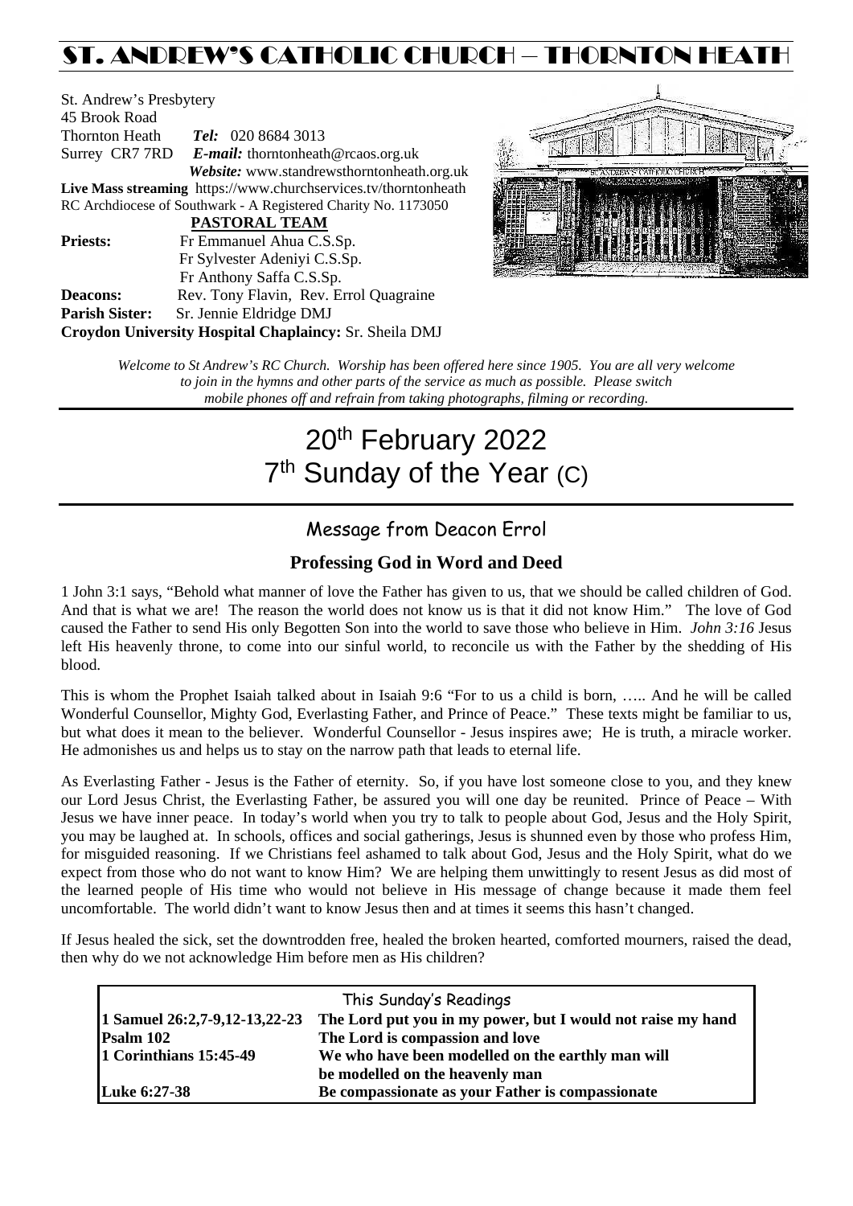# ST. ANDREW'S CATHOLIC CHURCH – THORNTON HEATH

St. Andrew's Presbytery
45 Brook Road
Thornton Heath *Tel:* 020 8684 3013
Surrey CR7 7RD *E-mail:* thorntonheath@rcaos.org.uk
*Website:* www.standrewsthorntonheath.org.uk
**Live Mass streaming** https://www.churchservices.tv/thorntonheath
RC Archdiocese of Southwark - A Registered Charity No. 1173050

**PASTORAL TEAM**

**Priests:** Fr Emmanuel Ahua C.S.Sp.
Fr Sylvester Adeniyi C.S.Sp.
Fr Anthony Saffa C.S.Sp.
**Deacons:** Rev. Tony Flavin, Rev. Errol Quagraine
**Parish Sister:** Sr. Jennie Eldridge DMJ
**Croydon University Hospital Chaplaincy:** Sr. Sheila DMJ

*Welcome to St Andrew's RC Church. Worship has been offered here since 1905. You are all very welcome to join in the hymns and other parts of the service as much as possible. Please switch mobile phones off and refrain from taking photographs, filming or recording.*

# 20th February 2022
# 7th Sunday of the Year (C)

## Message from Deacon Errol

### Professing God in Word and Deed

1 John 3:1 says, "Behold what manner of love the Father has given to us, that we should be called children of God. And that is what we are! The reason the world does not know us is that it did not know Him." The love of God caused the Father to send His only Begotten Son into the world to save those who believe in Him. *John 3:16* Jesus left His heavenly throne, to come into our sinful world, to reconcile us with the Father by the shedding of His blood.

This is whom the Prophet Isaiah talked about in Isaiah 9:6 "For to us a child is born, ….. And he will be called Wonderful Counsellor, Mighty God, Everlasting Father, and Prince of Peace." These texts might be familiar to us, but what does it mean to the believer. Wonderful Counsellor - Jesus inspires awe; He is truth, a miracle worker. He admonishes us and helps us to stay on the narrow path that leads to eternal life.

As Everlasting Father - Jesus is the Father of eternity. So, if you have lost someone close to you, and they knew our Lord Jesus Christ, the Everlasting Father, be assured you will one day be reunited. Prince of Peace – With Jesus we have inner peace. In today's world when you try to talk to people about God, Jesus and the Holy Spirit, you may be laughed at. In schools, offices and social gatherings, Jesus is shunned even by those who profess Him, for misguided reasoning. If we Christians feel ashamed to talk about God, Jesus and the Holy Spirit, what do we expect from those who do not want to know Him? We are helping them unwittingly to resent Jesus as did most of the learned people of His time who would not believe in His message of change because it made them feel uncomfortable. The world didn't want to know Jesus then and at times it seems this hasn't changed.

If Jesus healed the sick, set the downtrodden free, healed the broken hearted, comforted mourners, raised the dead, then why do we not acknowledge Him before men as His children?

| This Sunday's Readings | |
|---|---|
| **1 Samuel 26:2,7-9,12-13,22-23** | **The Lord put you in my power, but I would not raise my hand** |
| **Psalm 102** | **The Lord is compassion and love** |
| **1 Corinthians 15:45-49** | **We who have been modelled on the earthly man will be modelled on the heavenly man** |
| **Luke 6:27-38** | **Be compassionate as your Father is compassionate** |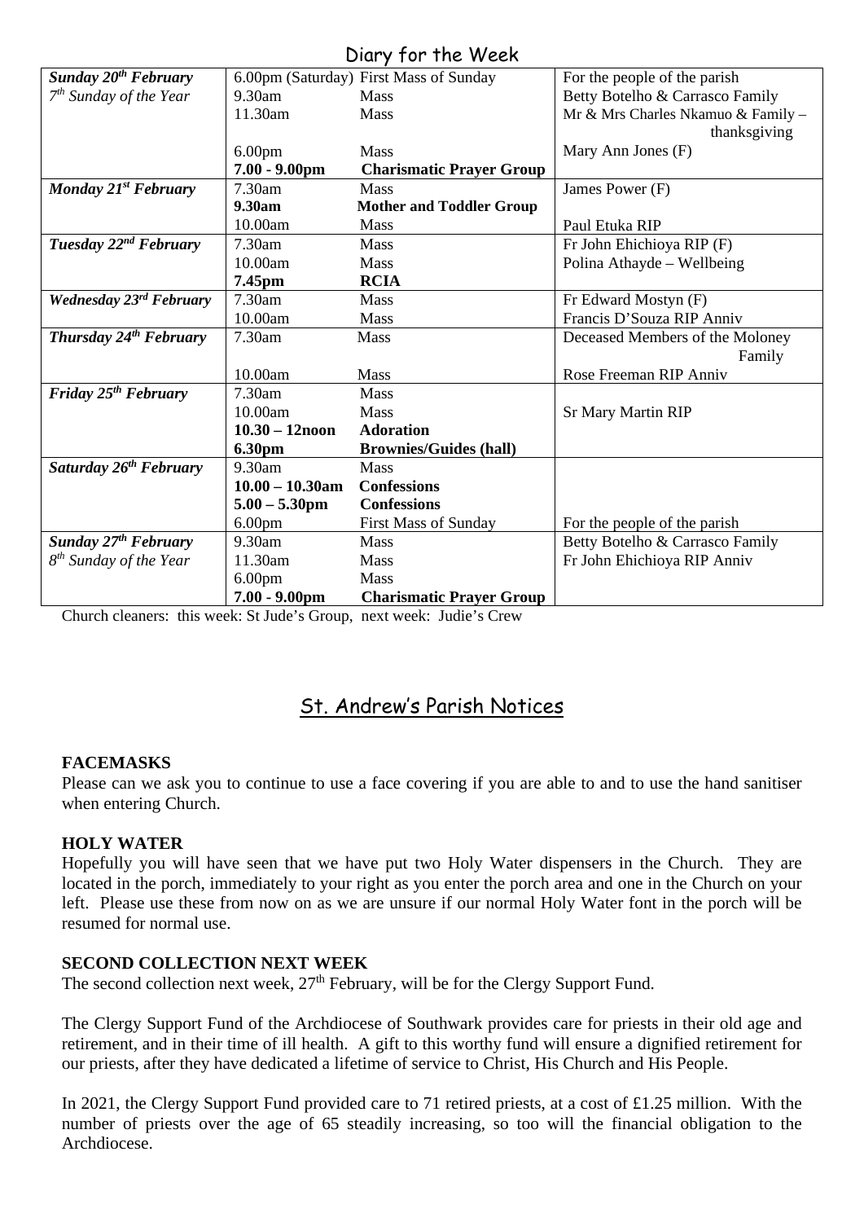## Diary for the Week

| | | | |
|---|---|---|---|
| ***Sunday 20th February*** | 6.00pm (Saturday) | First Mass of Sunday | For the people of the parish |
| *7th Sunday of the Year* | 9.30am | Mass | Betty Botelho & Carrasco Family |
| | 11.30am | Mass | Mr & Mrs Charles Nkamuo & Family – thanksgiving |
| | 6.00pm | Mass | Mary Ann Jones (F) |
| | **7.00 - 9.00pm** | **Charismatic Prayer Group** | |
| ***Monday 21st February*** | 7.30am | Mass | James Power (F) |
| | **9.30am** | **Mother and Toddler Group** | |
| | 10.00am | Mass | Paul Etuka RIP |
| ***Tuesday 22nd February*** | 7.30am | Mass | Fr John Ehichioya RIP (F) |
| | 10.00am | Mass | Polina Athayde – Wellbeing |
| | **7.45pm** | **RCIA** | |
| ***Wednesday 23rd February*** | 7.30am | Mass | Fr Edward Mostyn (F) |
| | 10.00am | Mass | Francis D'Souza RIP Anniv |
| ***Thursday 24th February*** | 7.30am | Mass | Deceased Members of the Moloney Family |
| | 10.00am | Mass | Rose Freeman RIP Anniv |
| ***Friday 25th February*** | 7.30am | Mass | |
| | 10.00am | Mass | Sr Mary Martin RIP |
| | **10.30 – 12noon** | **Adoration** | |
| | **6.30pm** | **Brownies/Guides (hall)** | |
| ***Saturday 26th February*** | 9.30am | Mass | |
| | **10.00 – 10.30am** | **Confessions** | |
| | **5.00 – 5.30pm** | **Confessions** | |
| | 6.00pm | First Mass of Sunday | For the people of the parish |
| ***Sunday 27th February*** | 9.30am | Mass | Betty Botelho & Carrasco Family |
| *8th Sunday of the Year* | 11.30am | Mass | Fr John Ehichioya RIP Anniv |
| | 6.00pm | Mass | |
| | **7.00 - 9.00pm** | **Charismatic Prayer Group** | |

Church cleaners: this week: St Jude's Group, next week: Judie's Crew

## St. Andrew's Parish Notices

**FACEMASKS**

Please can we ask you to continue to use a face covering if you are able to and to use the hand sanitiser when entering Church.

**HOLY WATER**

Hopefully you will have seen that we have put two Holy Water dispensers in the Church. They are located in the porch, immediately to your right as you enter the porch area and one in the Church on your left. Please use these from now on as we are unsure if our normal Holy Water font in the porch will be resumed for normal use.

**SECOND COLLECTION NEXT WEEK**

The second collection next week, 27th February, will be for the Clergy Support Fund.

The Clergy Support Fund of the Archdiocese of Southwark provides care for priests in their old age and retirement, and in their time of ill health. A gift to this worthy fund will ensure a dignified retirement for our priests, after they have dedicated a lifetime of service to Christ, His Church and His People.

In 2021, the Clergy Support Fund provided care to 71 retired priests, at a cost of £1.25 million. With the number of priests over the age of 65 steadily increasing, so too will the financial obligation to the Archdiocese.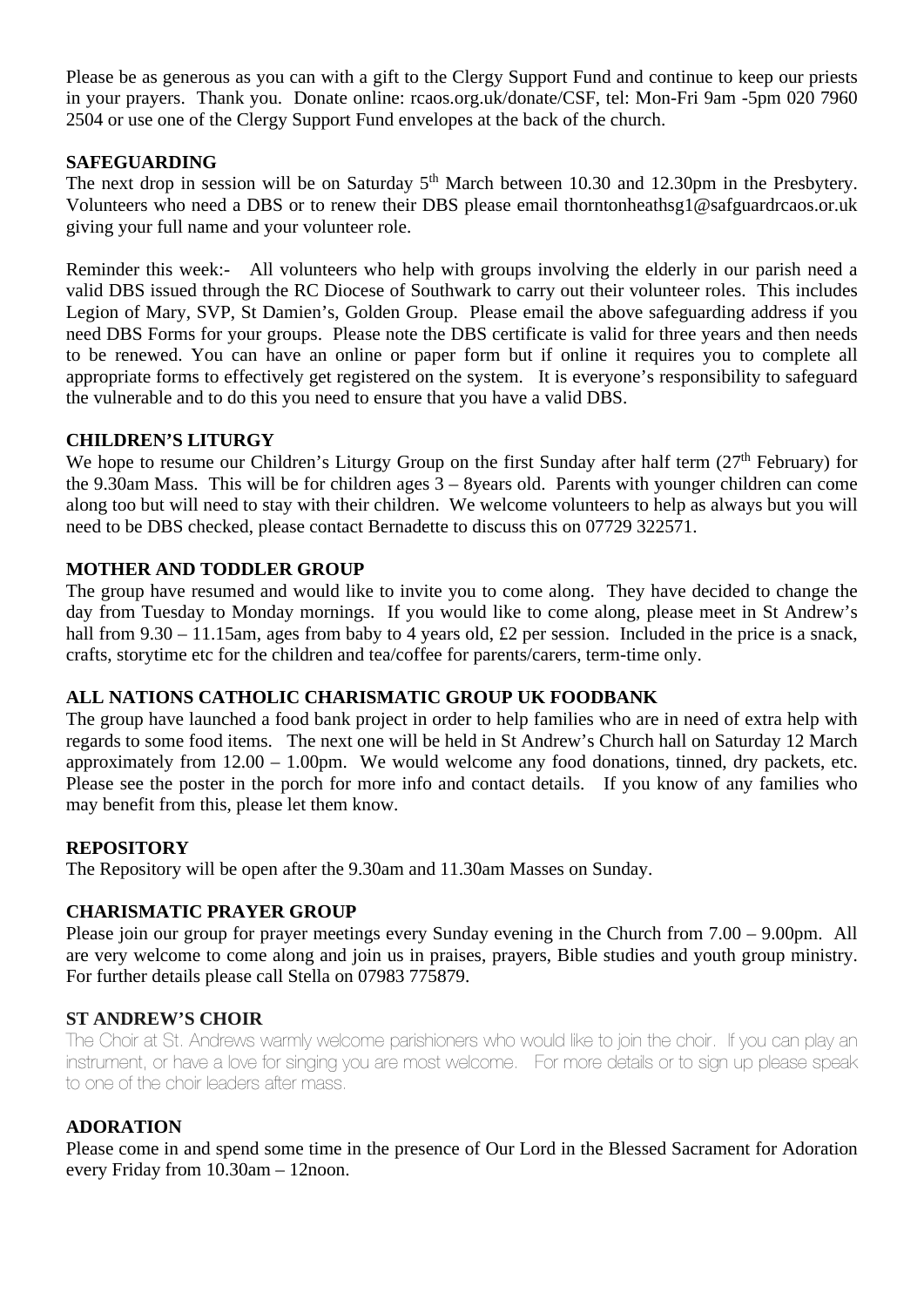Please be as generous as you can with a gift to the Clergy Support Fund and continue to keep our priests in your prayers. Thank you. Donate online: rcaos.org.uk/donate/CSF, tel: Mon-Fri 9am -5pm 020 7960 2504 or use one of the Clergy Support Fund envelopes at the back of the church.

**SAFEGUARDING**

The next drop in session will be on Saturday 5th March between 10.30 and 12.30pm in the Presbytery. Volunteers who need a DBS or to renew their DBS please email thorntonheathsg1@safguardrcaos.or.uk giving your full name and your volunteer role.

Reminder this week:- All volunteers who help with groups involving the elderly in our parish need a valid DBS issued through the RC Diocese of Southwark to carry out their volunteer roles. This includes Legion of Mary, SVP, St Damien's, Golden Group. Please email the above safeguarding address if you need DBS Forms for your groups. Please note the DBS certificate is valid for three years and then needs to be renewed. You can have an online or paper form but if online it requires you to complete all appropriate forms to effectively get registered on the system. It is everyone's responsibility to safeguard the vulnerable and to do this you need to ensure that you have a valid DBS.

**CHILDREN'S LITURGY**

We hope to resume our Children's Liturgy Group on the first Sunday after half term (27th February) for the 9.30am Mass. This will be for children ages 3 – 8years old. Parents with younger children can come along too but will need to stay with their children. We welcome volunteers to help as always but you will need to be DBS checked, please contact Bernadette to discuss this on 07729 322571.

**MOTHER AND TODDLER GROUP**

The group have resumed and would like to invite you to come along. They have decided to change the day from Tuesday to Monday mornings. If you would like to come along, please meet in St Andrew's hall from 9.30 – 11.15am, ages from baby to 4 years old, £2 per session. Included in the price is a snack, crafts, storytime etc for the children and tea/coffee for parents/carers, term-time only.

**ALL NATIONS CATHOLIC CHARISMATIC GROUP UK FOODBANK**

The group have launched a food bank project in order to help families who are in need of extra help with regards to some food items. The next one will be held in St Andrew's Church hall on Saturday 12 March approximately from 12.00 – 1.00pm. We would welcome any food donations, tinned, dry packets, etc. Please see the poster in the porch for more info and contact details. If you know of any families who may benefit from this, please let them know.

**REPOSITORY**

The Repository will be open after the 9.30am and 11.30am Masses on Sunday.

**CHARISMATIC PRAYER GROUP**

Please join our group for prayer meetings every Sunday evening in the Church from 7.00 – 9.00pm. All are very welcome to come along and join us in praises, prayers, Bible studies and youth group ministry. For further details please call Stella on 07983 775879.

**ST ANDREW'S CHOIR**

The Choir at St. Andrews warmly welcome parishioners who would like to join the choir. If you can play an instrument, or have a love for singing you are most welcome. For more details or to sign up please speak to one of the choir leaders after mass.

**ADORATION**

Please come in and spend some time in the presence of Our Lord in the Blessed Sacrament for Adoration every Friday from 10.30am – 12noon.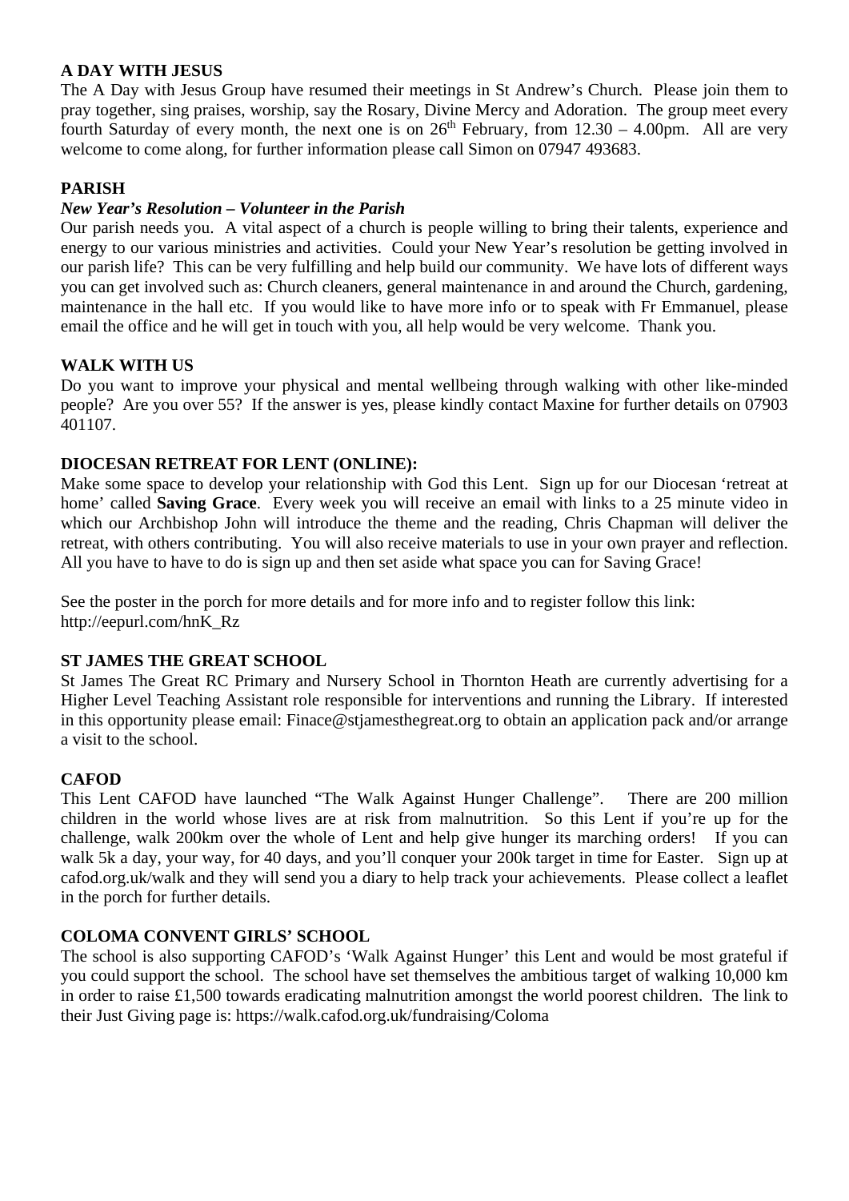**A DAY WITH JESUS**
The A Day with Jesus Group have resumed their meetings in St Andrew's Church. Please join them to pray together, sing praises, worship, say the Rosary, Divine Mercy and Adoration. The group meet every fourth Saturday of every month, the next one is on 26th February, from 12.30 – 4.00pm. All are very welcome to come along, for further information please call Simon on 07947 493683.

**PARISH**

***New Year's Resolution – Volunteer in the Parish***
Our parish needs you. A vital aspect of a church is people willing to bring their talents, experience and energy to our various ministries and activities. Could your New Year's resolution be getting involved in our parish life? This can be very fulfilling and help build our community. We have lots of different ways you can get involved such as: Church cleaners, general maintenance in and around the Church, gardening, maintenance in the hall etc. If you would like to have more info or to speak with Fr Emmanuel, please email the office and he will get in touch with you, all help would be very welcome. Thank you.

**WALK WITH US**
Do you want to improve your physical and mental wellbeing through walking with other like-minded people? Are you over 55? If the answer is yes, please kindly contact Maxine for further details on 07903 401107.

**DIOCESAN RETREAT FOR LENT (ONLINE):**
Make some space to develop your relationship with God this Lent. Sign up for our Diocesan 'retreat at home' called **Saving Grace**. Every week you will receive an email with links to a 25 minute video in which our Archbishop John will introduce the theme and the reading, Chris Chapman will deliver the retreat, with others contributing. You will also receive materials to use in your own prayer and reflection. All you have to have to do is sign up and then set aside what space you can for Saving Grace!

See the poster in the porch for more details and for more info and to register follow this link: http://eepurl.com/hnK_Rz

**ST JAMES THE GREAT SCHOOL**
St James The Great RC Primary and Nursery School in Thornton Heath are currently advertising for a Higher Level Teaching Assistant role responsible for interventions and running the Library. If interested in this opportunity please email: Finace@stjamesthegreat.org to obtain an application pack and/or arrange a visit to the school.

**CAFOD**
This Lent CAFOD have launched "The Walk Against Hunger Challenge". There are 200 million children in the world whose lives are at risk from malnutrition. So this Lent if you're up for the challenge, walk 200km over the whole of Lent and help give hunger its marching orders! If you can walk 5k a day, your way, for 40 days, and you'll conquer your 200k target in time for Easter. Sign up at cafod.org.uk/walk and they will send you a diary to help track your achievements. Please collect a leaflet in the porch for further details.

**COLOMA CONVENT GIRLS' SCHOOL**
The school is also supporting CAFOD's 'Walk Against Hunger' this Lent and would be most grateful if you could support the school. The school have set themselves the ambitious target of walking 10,000 km in order to raise £1,500 towards eradicating malnutrition amongst the world poorest children. The link to their Just Giving page is: https://walk.cafod.org.uk/fundraising/Coloma